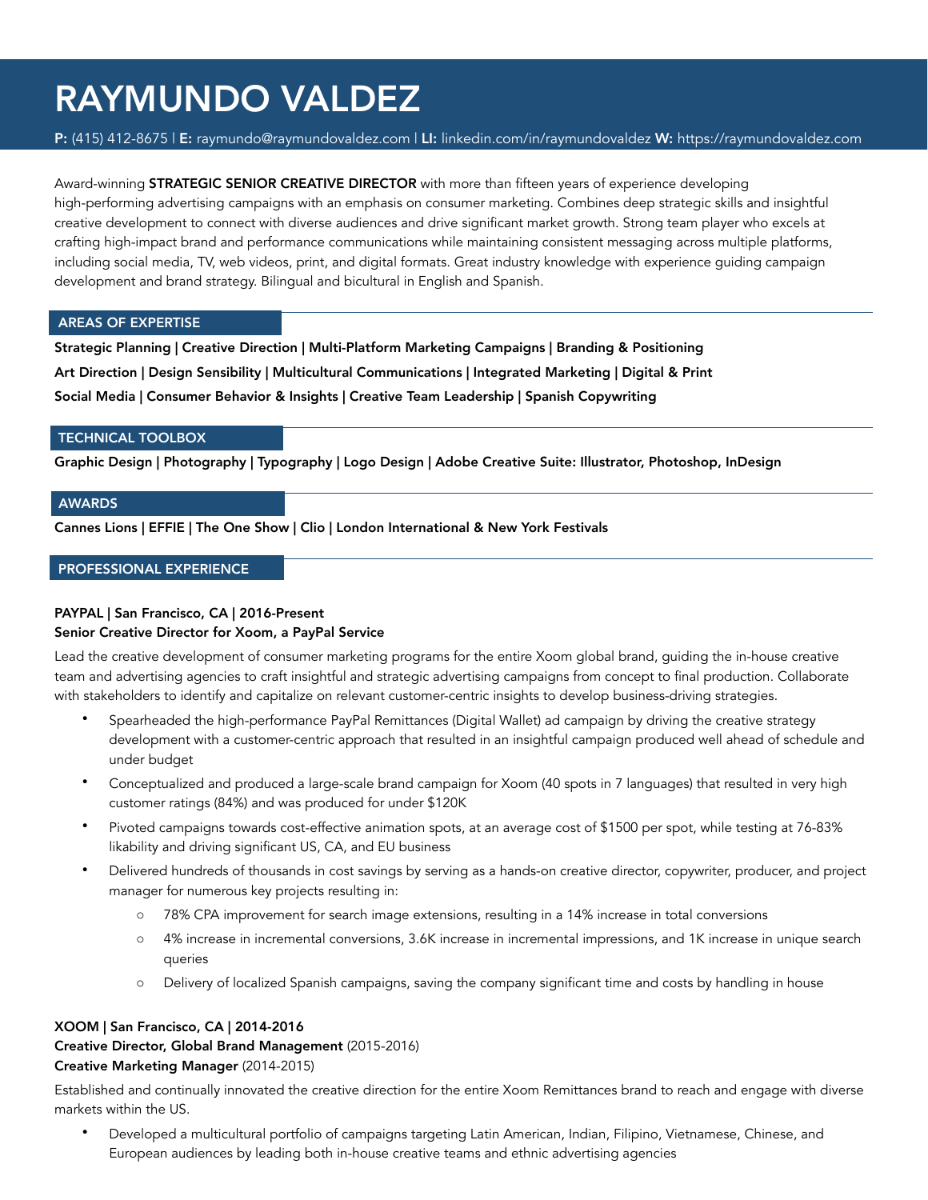# RAYMUNDO VALDEZ

**P:** (415) 412-8675 | **E:** raymundo@raymundovaldez.com | **LI:** linkedin.com/in/raymundovaldez **W:** https://raymundovaldez.com

Award-winning **STRATEGIC SENIOR CREATIVE DIRECTOR** with more than fifteen years of experience developing high-performing advertising campaigns with an emphasis on consumer marketing. Combines deep strategic skills and insightful creative development to connect with diverse audiences and drive significant market growth. Strong team player who excels at crafting high-impact brand and performance communications while maintaining consistent messaging across multiple platforms, including social media, TV, web videos, print, and digital formats. Great industry knowledge with experience guiding campaign development and brand strategy. Bilingual and bicultural in English and Spanish.

## AREAS OF EXPERTISE

**Strategic Planning | Creative Direction | Multi-Platform Marketing Campaigns | Branding & Positioning**

**Art Direction | Design Sensibility | Multicultural Communications | Integrated Marketing | Digital & Print**

**Social Media | Consumer Behavior & Insights | Creative Team Leadership | Spanish Copywriting**

## TECHNICAL TOOLBOX

**Graphic Design | Photography | Typography | Logo Design | Adobe Creative Suite: Illustrator, Photoshop, InDesign**

## AWARDS

**Cannes Lions | EFFIE | The One Show | Clio | London International & New York Festivals**

## PROFESSIONAL EXPERIENCE

**PAYPAL | San Francisco, CA | 2016-Present**
**Senior Creative Director for Xoom, a PayPal Service**

Lead the creative development of consumer marketing programs for the entire Xoom global brand, guiding the in-house creative team and advertising agencies to craft insightful and strategic advertising campaigns from concept to final production. Collaborate with stakeholders to identify and capitalize on relevant customer-centric insights to develop business-driving strategies.

- Spearheaded the high-performance PayPal Remittances (Digital Wallet) ad campaign by driving the creative strategy development with a customer-centric approach that resulted in an insightful campaign produced well ahead of schedule and under budget
- Conceptualized and produced a large-scale brand campaign for Xoom (40 spots in 7 languages) that resulted in very high customer ratings (84%) and was produced for under $120K
- Pivoted campaigns towards cost-effective animation spots, at an average cost of $1500 per spot, while testing at 76-83% likability and driving significant US, CA, and EU business
- Delivered hundreds of thousands in cost savings by serving as a hands-on creative director, copywriter, producer, and project manager for numerous key projects resulting in:
    - 78% CPA improvement for search image extensions, resulting in a 14% increase in total conversions
    - 4% increase in incremental conversions, 3.6K increase in incremental impressions, and 1K increase in unique search queries
    - Delivery of localized Spanish campaigns, saving the company significant time and costs by handling in house

**XOOM | San Francisco, CA | 2014-2016**
**Creative Director, Global Brand Management** (2015-2016)
**Creative Marketing Manager** (2014-2015)

Established and continually innovated the creative direction for the entire Xoom Remittances brand to reach and engage with diverse markets within the US.

- Developed a multicultural portfolio of campaigns targeting Latin American, Indian, Filipino, Vietnamese, Chinese, and European audiences by leading both in-house creative teams and ethnic advertising agencies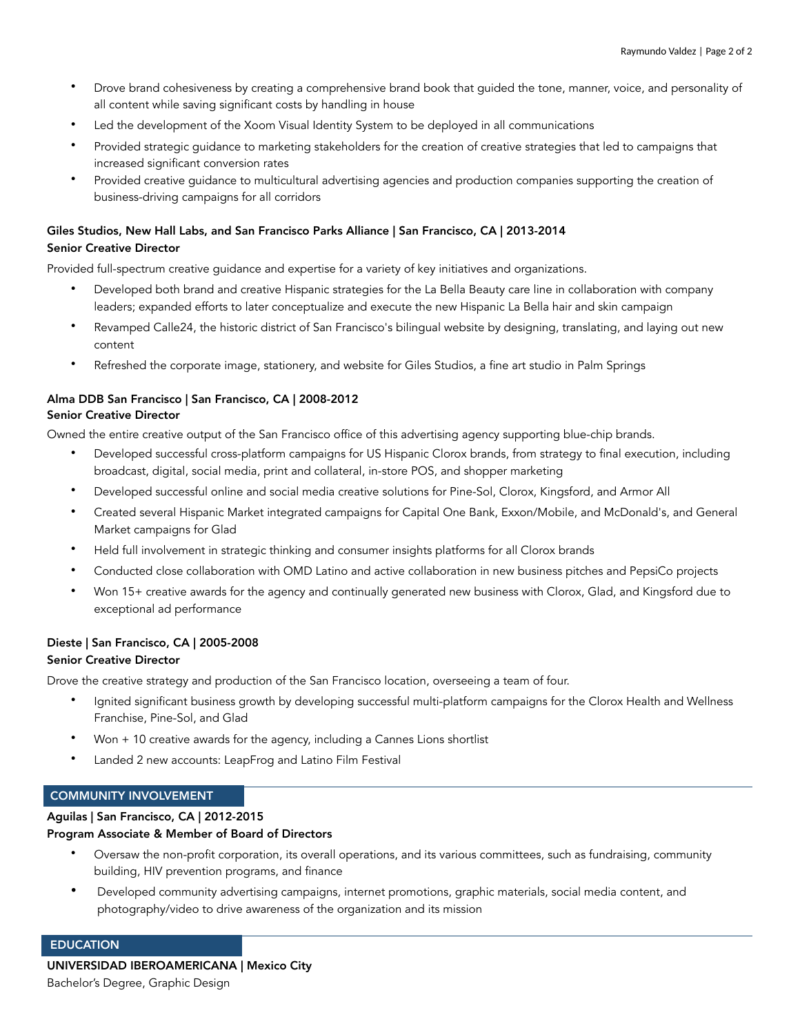- Drove brand cohesiveness by creating a comprehensive brand book that guided the tone, manner, voice, and personality of all content while saving significant costs by handling in house
- Led the development of the Xoom Visual Identity System to be deployed in all communications
- Provided strategic guidance to marketing stakeholders for the creation of creative strategies that led to campaigns that increased significant conversion rates
- Provided creative guidance to multicultural advertising agencies and production companies supporting the creation of business-driving campaigns for all corridors

**Giles Studios, New Hall Labs, and San Francisco Parks Alliance | San Francisco, CA | 2013-2014**
**Senior Creative Director**

Provided full-spectrum creative guidance and expertise for a variety of key initiatives and organizations.

- Developed both brand and creative Hispanic strategies for the La Bella Beauty care line in collaboration with company leaders; expanded efforts to later conceptualize and execute the new Hispanic La Bella hair and skin campaign
- Revamped Calle24, the historic district of San Francisco's bilingual website by designing, translating, and laying out new content
- Refreshed the corporate image, stationery, and website for Giles Studios, a fine art studio in Palm Springs

**Alma DDB San Francisco | San Francisco, CA | 2008-2012**
**Senior Creative Director**

Owned the entire creative output of the San Francisco office of this advertising agency supporting blue-chip brands.

- Developed successful cross-platform campaigns for US Hispanic Clorox brands, from strategy to final execution, including broadcast, digital, social media, print and collateral, in-store POS, and shopper marketing
- Developed successful online and social media creative solutions for Pine-Sol, Clorox, Kingsford, and Armor All
- Created several Hispanic Market integrated campaigns for Capital One Bank, Exxon/Mobile, and McDonald's, and General Market campaigns for Glad
- Held full involvement in strategic thinking and consumer insights platforms for all Clorox brands
- Conducted close collaboration with OMD Latino and active collaboration in new business pitches and PepsiCo projects
- Won 15+ creative awards for the agency and continually generated new business with Clorox, Glad, and Kingsford due to exceptional ad performance

**Dieste | San Francisco, CA | 2005-2008**
**Senior Creative Director**

Drove the creative strategy and production of the San Francisco location, overseeing a team of four.

- Ignited significant business growth by developing successful multi-platform campaigns for the Clorox Health and Wellness Franchise, Pine-Sol, and Glad
- Won + 10 creative awards for the agency, including a Cannes Lions shortlist
- Landed 2 new accounts: LeapFrog and Latino Film Festival

## COMMUNITY INVOLVEMENT

**Aguilas | San Francisco, CA | 2012-2015**
**Program Associate & Member of Board of Directors**

- Oversaw the non-profit corporation, its overall operations, and its various committees, such as fundraising, community building, HIV prevention programs, and finance
- Developed community advertising campaigns, internet promotions, graphic materials, social media content, and photography/video to drive awareness of the organization and its mission

## EDUCATION

**UNIVERSIDAD IBEROAMERICANA | Mexico City**
Bachelor's Degree, Graphic Design